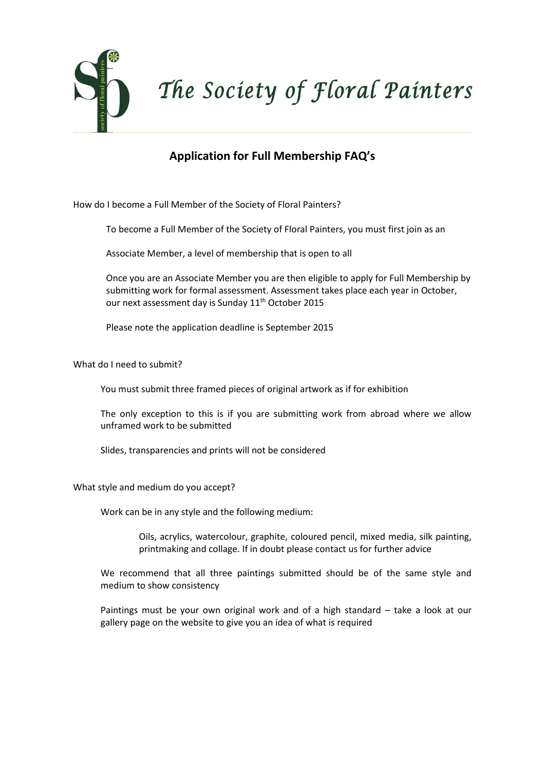# The Society of Floral Painters

## Application for Full Membership FAQ's

How do I become a Full Member of the Society of Floral Painters?

To become a Full Member of the Society of Floral Painters, you must first join as an

Associate Member, a level of membership that is open to all

Once you are an Associate Member you are then eligible to apply for Full Membership by submitting work for formal assessment. Assessment takes place each year in October, our next assessment day is Sunday 11th October 2015

Please note the application deadline is September 2015

What do I need to submit?

You must submit three framed pieces of original artwork as if for exhibition

The only exception to this is if you are submitting work from abroad where we allow unframed work to be submitted

Slides, transparencies and prints will not be considered

What style and medium do you accept?

Work can be in any style and the following medium:

Oils, acrylics, watercolour, graphite, coloured pencil, mixed media, silk painting, printmaking and collage. If in doubt please contact us for further advice

We recommend that all three paintings submitted should be of the same style and medium to show consistency

Paintings must be your own original work and of a high standard – take a look at our gallery page on the website to give you an idea of what is required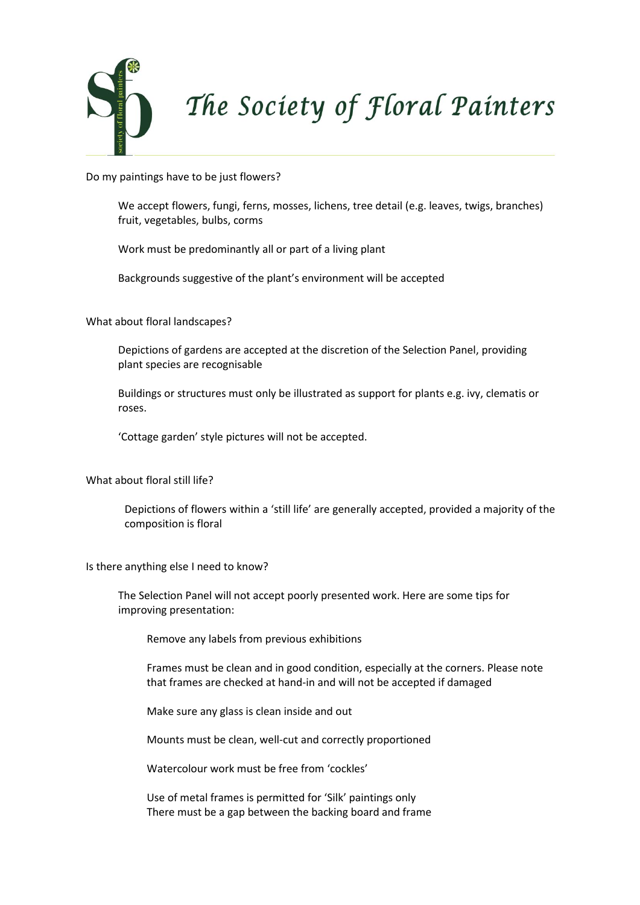# The Society of Floral Painters

Do my paintings have to be just flowers?

We accept flowers, fungi, ferns, mosses, lichens, tree detail (e.g. leaves, twigs, branches) fruit, vegetables, bulbs, corms

Work must be predominantly all or part of a living plant

Backgrounds suggestive of the plant's environment will be accepted

What about floral landscapes?

Depictions of gardens are accepted at the discretion of the Selection Panel, providing plant species are recognisable

Buildings or structures must only be illustrated as support for plants e.g. ivy, clematis or roses.

'Cottage garden' style pictures will not be accepted.

What about floral still life?

Depictions of flowers within a 'still life' are generally accepted, provided a majority of the composition is floral

Is there anything else I need to know?

The Selection Panel will not accept poorly presented work. Here are some tips for improving presentation:

- Remove any labels from previous exhibitions
- Frames must be clean and in good condition, especially at the corners. Please note that frames are checked at hand-in and will not be accepted if damaged
- Make sure any glass is clean inside and out
- Mounts must be clean, well-cut and correctly proportioned
- Watercolour work must be free from 'cockles'
- Use of metal frames is permitted for 'Silk' paintings only
  There must be a gap between the backing board and frame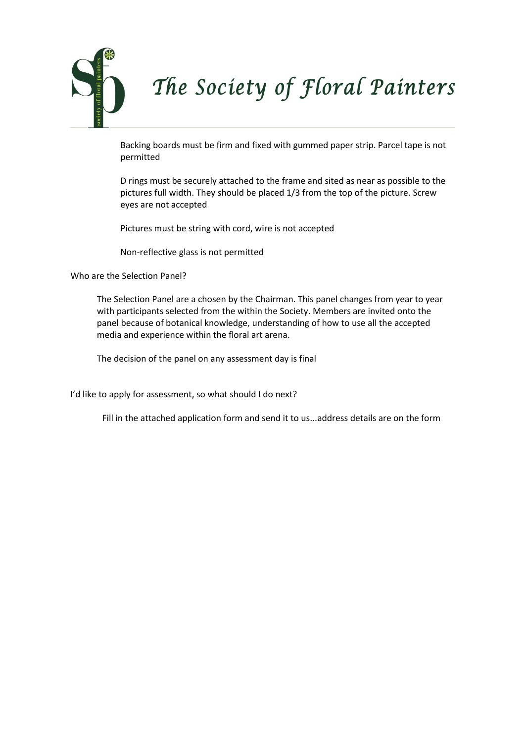# The Society of Floral Painters

Backing boards must be firm and fixed with gummed paper strip. Parcel tape is not permitted

D rings must be securely attached to the frame and sited as near as possible to the pictures full width. They should be placed 1/3 from the top of the picture. Screw eyes are not accepted

Pictures must be string with cord, wire is not accepted

Non-reflective glass is not permitted

Who are the Selection Panel?

The Selection Panel are a chosen by the Chairman. This panel changes from year to year with participants selected from the within the Society. Members are invited onto the panel because of botanical knowledge, understanding of how to use all the accepted media and experience within the floral art arena.

The decision of the panel on any assessment day is final

I'd like to apply for assessment, so what should I do next?

Fill in the attached application form and send it to us...address details are on the form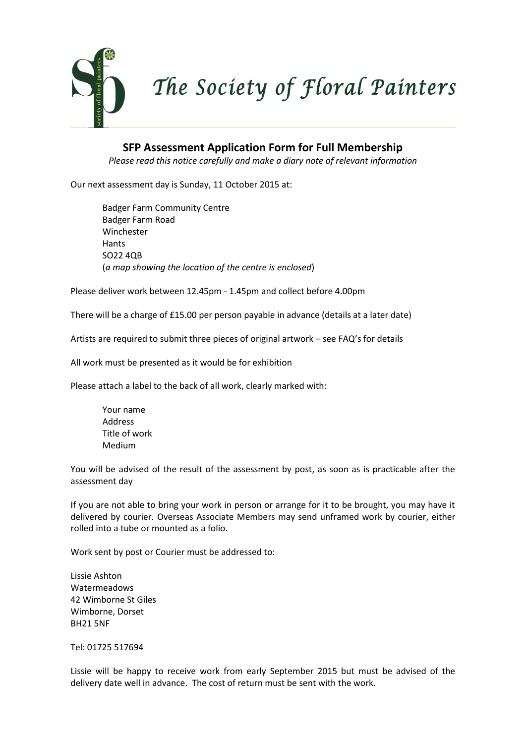# The Society of Floral Painters

## SFP Assessment Application Form for Full Membership

*Please read this notice carefully and make a diary note of relevant information*

Our next assessment day is Sunday, 11 October 2015 at:

Badger Farm Community Centre
Badger Farm Road
Winchester
Hants
SO22 4QB
(*a map showing the location of the centre is enclosed*)

Please deliver work between 12.45pm - 1.45pm and collect before 4.00pm

There will be a charge of £15.00 per person payable in advance (details at a later date)

Artists are required to submit three pieces of original artwork – see FAQ's for details

All work must be presented as it would be for exhibition

Please attach a label to the back of all work, clearly marked with:

Your name
Address
Title of work
Medium

You will be advised of the result of the assessment by post, as soon as is practicable after the assessment day

If you are not able to bring your work in person or arrange for it to be brought, you may have it delivered by courier. Overseas Associate Members may send unframed work by courier, either rolled into a tube or mounted as a folio.

Work sent by post or Courier must be addressed to:

Lissie Ashton
Watermeadows
42 Wimborne St Giles
Wimborne, Dorset
BH21 5NF

Tel: 01725 517694

Lissie will be happy to receive work from early September 2015 but must be advised of the delivery date well in advance. The cost of return must be sent with the work.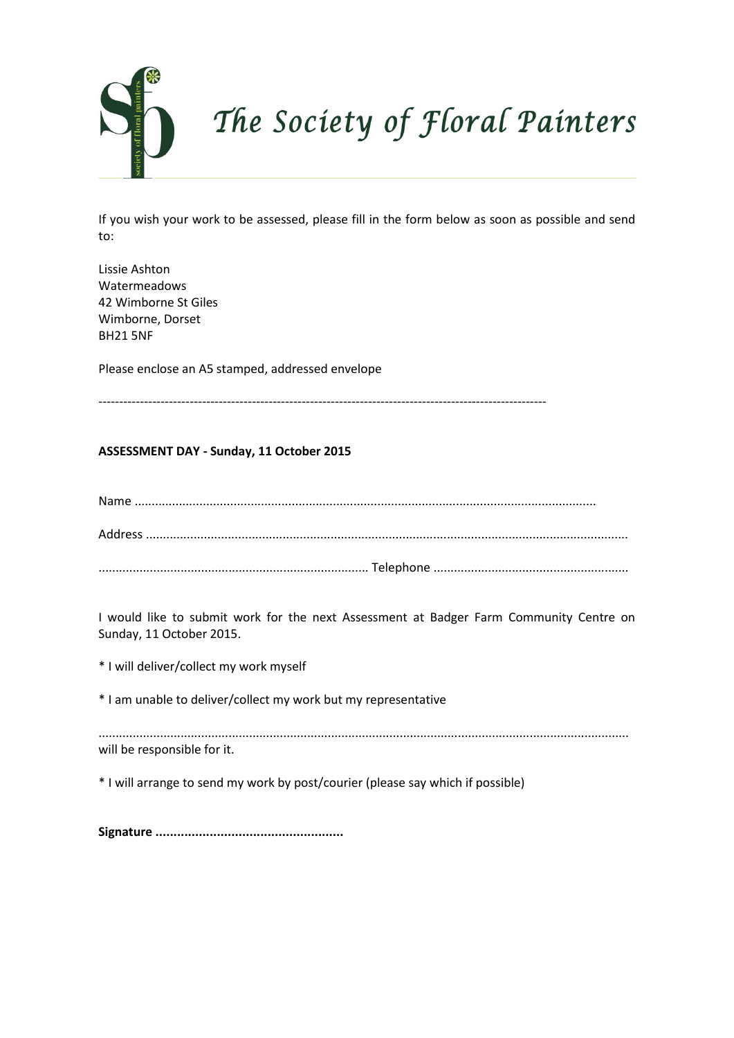# The Society of Floral Painters

If you wish your work to be assessed, please fill in the form below as soon as possible and send to:

Lissie Ashton
Watermeadows
42 Wimborne St Giles
Wimborne, Dorset
BH21 5NF

Please enclose an A5 stamped, addressed envelope

---

**ASSESSMENT DAY - Sunday, 11 October 2015**

Name ..............................................................................................................................

Address ...........................................................................................................................

.............................................................................. Telephone .........................................................

I would like to submit work for the next Assessment at Badger Farm Community Centre on Sunday, 11 October 2015.

* I will deliver/collect my work myself

* I am unable to deliver/collect my work but my representative

.......................................................................................................................................... will be responsible for it.

* I will arrange to send my work by post/courier (please say which if possible)

**Signature ....................................................**